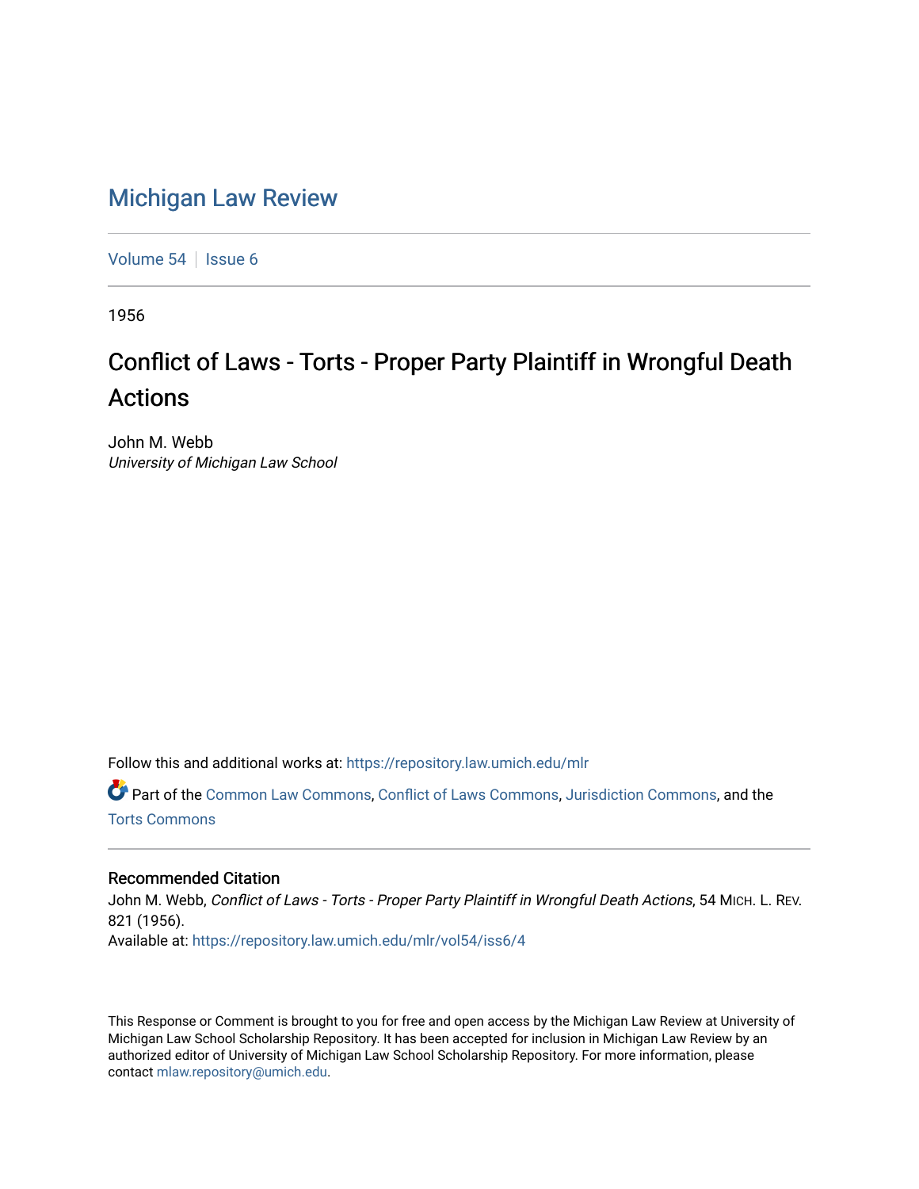# Michigan Law Review

Volume 54 | Issue 6

1956

## Conflict of Laws - Torts - Proper Party Plaintiff in Wrongful Death Actions

John M. Webb
*University of Michigan Law School*

Follow this and additional works at: https://repository.law.umich.edu/mlr

Part of the Common Law Commons, Conflict of Laws Commons, Jurisdiction Commons, and the Torts Commons

### Recommended Citation

John M. Webb, *Conflict of Laws - Torts - Proper Party Plaintiff in Wrongful Death Actions*, 54 MICH. L. REV. 821 (1956).
Available at: https://repository.law.umich.edu/mlr/vol54/iss6/4

This Response or Comment is brought to you for free and open access by the Michigan Law Review at University of Michigan Law School Scholarship Repository. It has been accepted for inclusion in Michigan Law Review by an authorized editor of University of Michigan Law School Scholarship Repository. For more information, please contact mlaw.repository@umich.edu.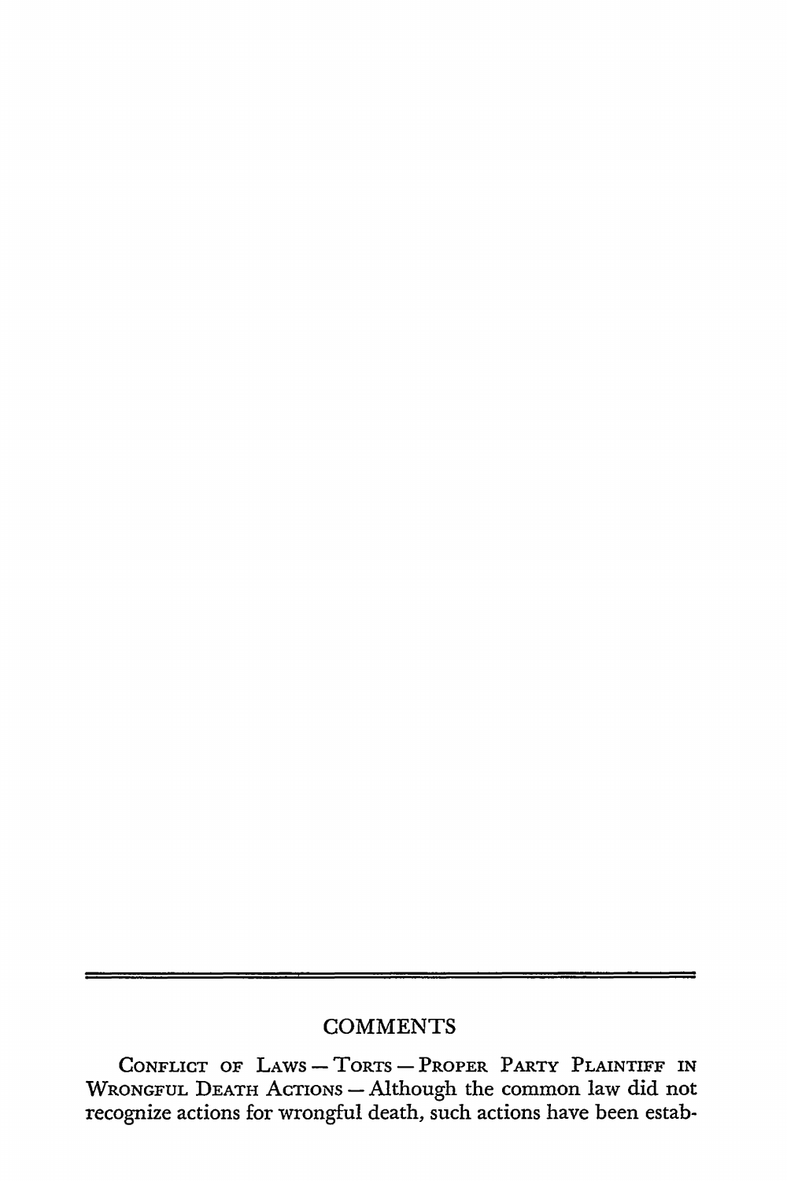## COMMENTS

CONFLICT OF LAWS — TORTS — PROPER PARTY PLAINTIFF IN WRONGFUL DEATH ACTIONS — Although the common law did not recognize actions for wrongful death, such actions have been estab-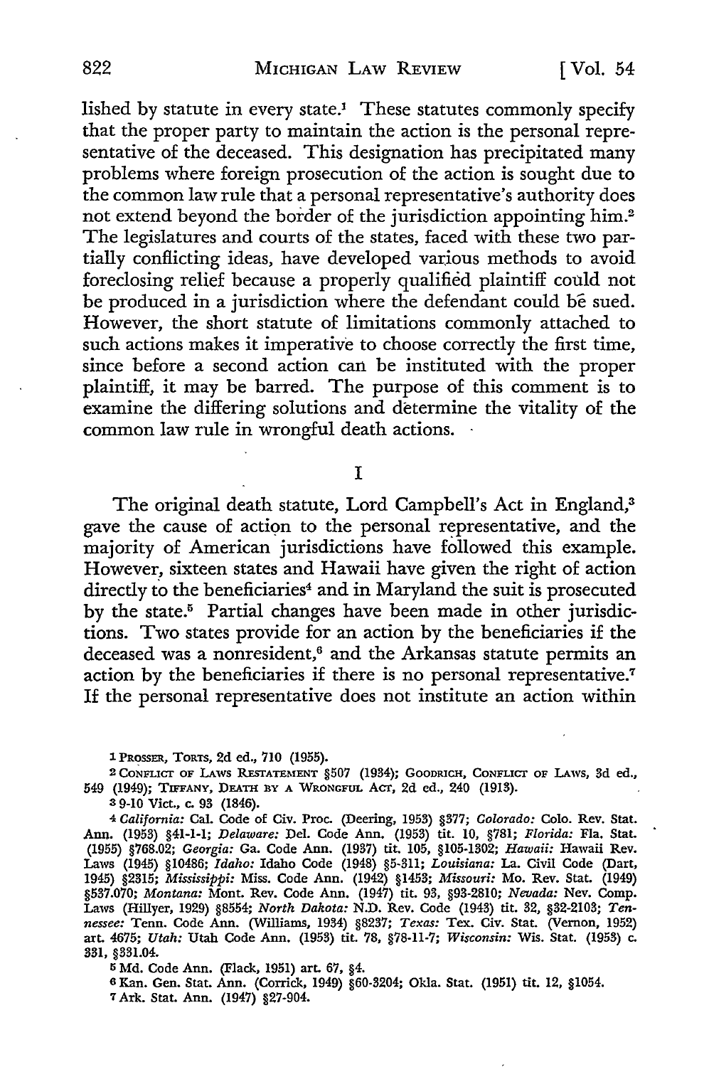lished by statute in every state.[1] These statutes commonly specify that the proper party to maintain the action is the personal representative of the deceased. This designation has precipitated many problems where foreign prosecution of the action is sought due to the common law rule that a personal representative's authority does not extend beyond the border of the jurisdiction appointing him.[2] The legislatures and courts of the states, faced with these two partially conflicting ideas, have developed various methods to avoid foreclosing relief because a properly qualified plaintiff could not be produced in a jurisdiction where the defendant could be sued. However, the short statute of limitations commonly attached to such actions makes it imperative to choose correctly the first time, since before a second action can be instituted with the proper plaintiff, it may be barred. The purpose of this comment is to examine the differing solutions and determine the vitality of the common law rule in wrongful death actions.

## I

The original death statute, Lord Campbell's Act in England,[3] gave the cause of action to the personal representative, and the majority of American jurisdictions have followed this example. However, sixteen states and Hawaii have given the right of action directly to the beneficiaries[4] and in Maryland the suit is prosecuted by the state.[5] Partial changes have been made in other jurisdictions. Two states provide for an action by the beneficiaries if the deceased was a nonresident,[6] and the Arkansas statute permits an action by the beneficiaries if there is no personal representative.[7] If the personal representative does not institute an action within

---

[1] PROSSER, TORTS, 2d ed., 710 (1955).

[2] CONFLICT OF LAWS RESTATEMENT §507 (1934); GOODRICH, CONFLICT OF LAWS, 3d ed., 549 (1949); TIFFANY, DEATH BY A WRONGFUL ACT, 2d ed., 240 (1913).

[3] 9-10 Vict., c. 93 (1846).

[4] *California:* Cal. Code of Civ. Proc. (Deering, 1953) §377; *Colorado:* Colo. Rev. Stat. Ann. (1953) §41-1-1; *Delaware:* Del. Code Ann. (1953) tit. 10, §781; *Florida:* Fla. Stat. (1955) §768.02; *Georgia:* Ga. Code Ann. (1937) tit. 105, §105-1302; *Hawaii:* Hawaii Rev. Laws (1945) §10486; *Idaho:* Idaho Code (1948) §5-311; *Louisiana:* La. Civil Code (Dart, 1945) §2315; *Mississippi:* Miss. Code Ann. (1942) §1453; *Missouri:* Mo. Rev. Stat. (1949) §537.070; *Montana:* Mont. Rev. Code Ann. (1947) tit. 93, §93-2810; *Nevada:* Nev. Comp. Laws (Hillyer, 1929) §8554; *North Dakota:* N.D. Rev. Code (1943) tit. 32, §32-2103; *Tennessee:* Tenn. Code Ann. (Williams, 1934) §8237; *Texas:* Tex. Civ. Stat. (Vernon, 1952) art. 4675; *Utah:* Utah Code Ann. (1953) tit. 78, §78-11-7; *Wisconsin:* Wis. Stat. (1953) c. 331, §331.04.

[5] Md. Code Ann. (Flack, 1951) art. 67, §4.

[6] Kan. Gen. Stat. Ann. (Corrick, 1949) §60-3204; Okla. Stat. (1951) tit. 12, §1054.

[7] Ark. Stat. Ann. (1947) §27-904.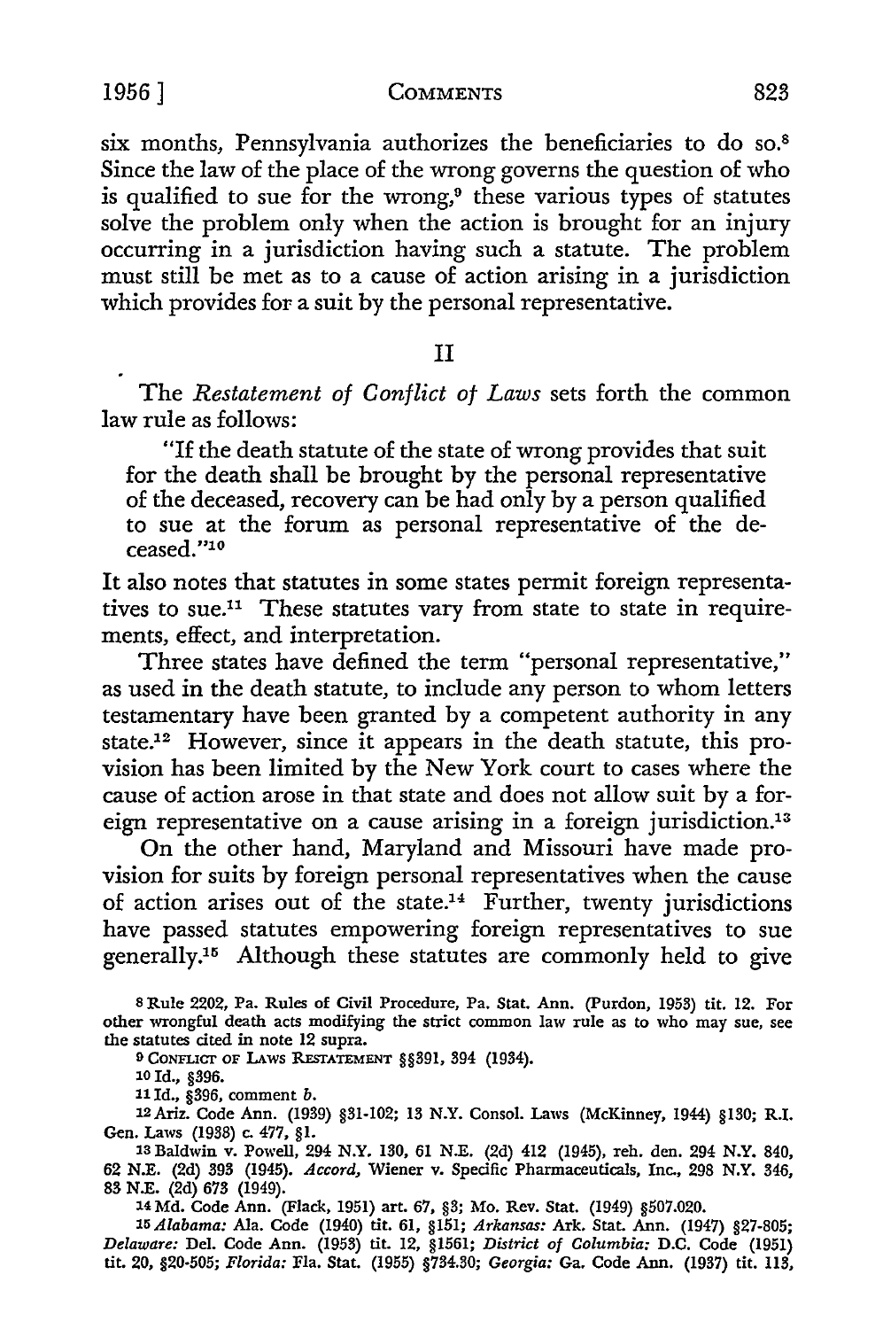six months, Pennsylvania authorizes the beneficiaries to do so.[8] Since the law of the place of the wrong governs the question of who is qualified to sue for the wrong,[9] these various types of statutes solve the problem only when the action is brought for an injury occurring in a jurisdiction having such a statute. The problem must still be met as to a cause of action arising in a jurisdiction which provides for a suit by the personal representative.

## II

The *Restatement of Conflict of Laws* sets forth the common law rule as follows:

> "If the death statute of the state of wrong provides that suit for the death shall be brought by the personal representative of the deceased, recovery can be had only by a person qualified to sue at the forum as personal representative of the deceased."[10]

It also notes that statutes in some states permit foreign representatives to sue.[11] These statutes vary from state to state in requirements, effect, and interpretation.

Three states have defined the term "personal representative," as used in the death statute, to include any person to whom letters testamentary have been granted by a competent authority in any state.[12] However, since it appears in the death statute, this provision has been limited by the New York court to cases where the cause of action arose in that state and does not allow suit by a foreign representative on a cause arising in a foreign jurisdiction.[13]

On the other hand, Maryland and Missouri have made provision for suits by foreign personal representatives when the cause of action arises out of the state.[14] Further, twenty jurisdictions have passed statutes empowering foreign representatives to sue generally.[15] Although these statutes are commonly held to give

---

[8] Rule 2202, Pa. Rules of Civil Procedure, Pa. Stat. Ann. (Purdon, 1953) tit. 12. For other wrongful death acts modifying the strict common law rule as to who may sue, see the statutes cited in note 12 supra.

[9] CONFLICT OF LAWS RESTATEMENT §§391, 394 (1934).

[10] Id., §396.

[11] Id., §396, comment *b*.

[12] Ariz. Code Ann. (1939) §31-102; 13 N.Y. Consol. Laws (McKinney, 1944) §130; R.I. Gen. Laws (1938) c. 477, §1.

[13] Baldwin v. Powell, 294 N.Y. 130, 61 N.E. (2d) 412 (1945), reh. den. 294 N.Y. 840, 62 N.E. (2d) 393 (1945). *Accord,* Wiener v. Specific Pharmaceuticals, Inc., 298 N.Y. 346, 83 N.E. (2d) 673 (1949).

[14] Md. Code Ann. (Flack, 1951) art. 67, §3; Mo. Rev. Stat. (1949) §507.020.

[15] *Alabama:* Ala. Code (1940) tit. 61, §151; *Arkansas:* Ark. Stat. Ann. (1947) §27-805; *Delaware:* Del. Code Ann. (1953) tit. 12, §1561; *District of Columbia:* D.C. Code (1951) tit. 20, §20-505; *Florida:* Fla. Stat. (1955) §734.30; *Georgia:* Ga. Code Ann. (1937) tit. 113,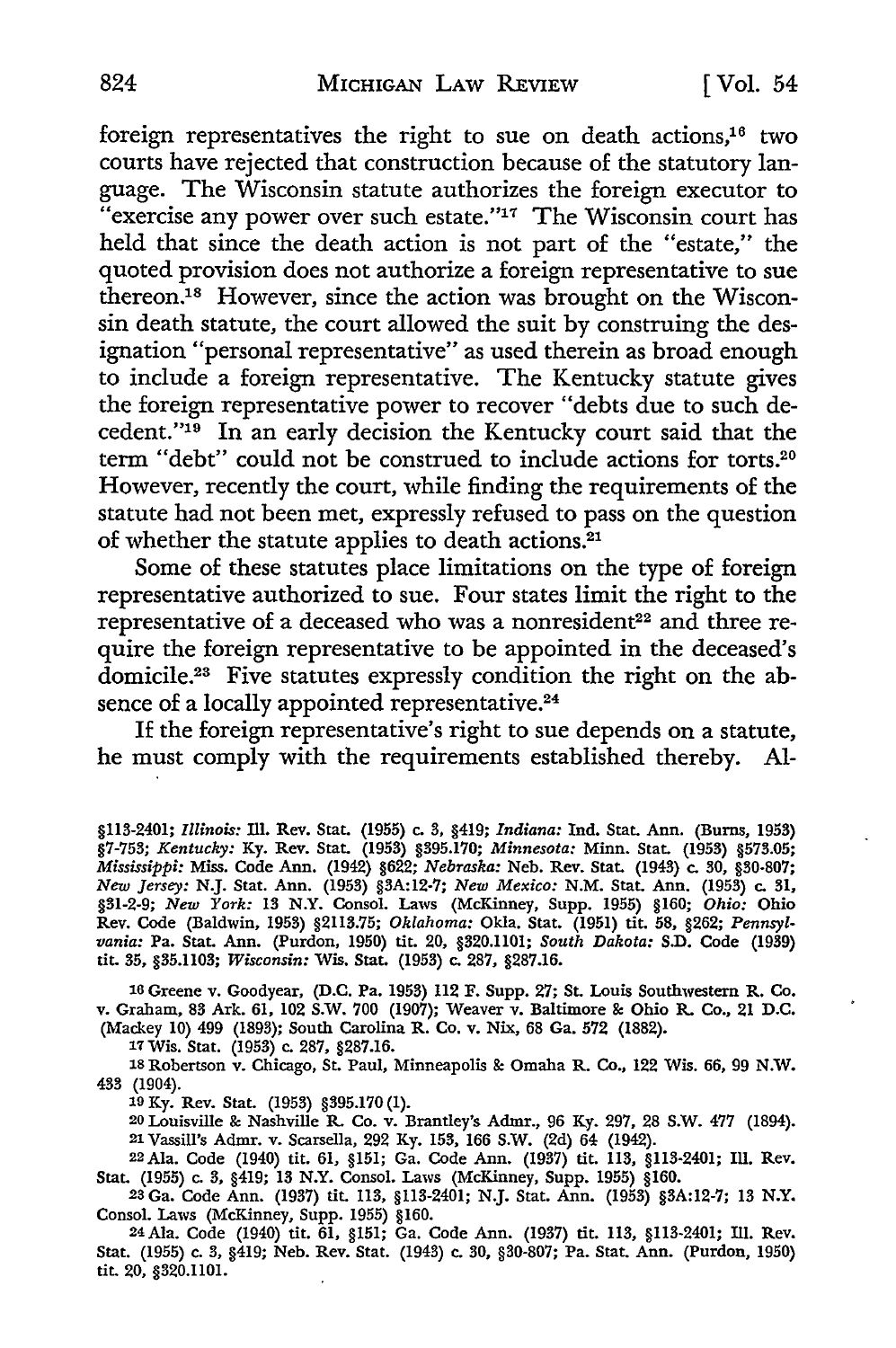foreign representatives the right to sue on death actions,[16] two courts have rejected that construction because of the statutory language. The Wisconsin statute authorizes the foreign executor to "exercise any power over such estate."[17] The Wisconsin court has held that since the death action is not part of the "estate," the quoted provision does not authorize a foreign representative to sue thereon.[18] However, since the action was brought on the Wisconsin death statute, the court allowed the suit by construing the designation "personal representative" as used therein as broad enough to include a foreign representative. The Kentucky statute gives the foreign representative power to recover "debts due to such decedent."[19] In an early decision the Kentucky court said that the term "debt" could not be construed to include actions for torts.[20] However, recently the court, while finding the requirements of the statute had not been met, expressly refused to pass on the question of whether the statute applies to death actions.[21]

Some of these statutes place limitations on the type of foreign representative authorized to sue. Four states limit the right to the representative of a deceased who was a nonresident[22] and three require the foreign representative to be appointed in the deceased's domicile.[23] Five statutes expressly condition the right on the absence of a locally appointed representative.[24]

If the foreign representative's right to sue depends on a statute, he must comply with the requirements established thereby. Al-

§113-2401; *Illinois:* Ill. Rev. Stat. (1955) c. 3, §419; *Indiana:* Ind. Stat. Ann. (Burns, 1953) §7-753; *Kentucky:* Ky. Rev. Stat. (1953) §395.170; *Minnesota:* Minn. Stat. (1953) §573.05; *Mississippi:* Miss. Code Ann. (1942) §622; *Nebraska:* Neb. Rev. Stat. (1943) c. 30, §30-807; *New Jersey:* N.J. Stat. Ann. (1953) §3A:12-7; *New Mexico:* N.M. Stat. Ann. (1953) c. 31, §31-2-9; *New York:* 13 N.Y. Consol. Laws (McKinney, Supp. 1955) §160; *Ohio:* Ohio Rev. Code (Baldwin, 1953) §2113.75; *Oklahoma:* Okla. Stat. (1951) tit. 58, §262; *Pennsylvania:* Pa. Stat. Ann. (Purdon, 1950) tit. 20, §320.1101; *South Dakota:* S.D. Code (1939) tit. 35, §35.1103; *Wisconsin:* Wis. Stat. (1953) c. 287, §287.16.

16 Greene v. Goodyear, (D.C. Pa. 1953) 112 F. Supp. 27; St. Louis Southwestern R. Co. v. Graham, 83 Ark. 61, 102 S.W. 700 (1907); Weaver v. Baltimore & Ohio R. Co., 21 D.C. (Mackey 10) 499 (1893); South Carolina R. Co. v. Nix, 68 Ga. 572 (1882).

17 Wis. Stat. (1953) c. 287, §287.16.

18 Robertson v. Chicago, St. Paul, Minneapolis & Omaha R. Co., 122 Wis. 66, 99 N.W. 433 (1904).

19 Ky. Rev. Stat. (1953) §395.170 (1).

20 Louisville & Nashville R. Co. v. Brantley's Admr., 96 Ky. 297, 28 S.W. 477 (1894).

21 Vassill's Admr. v. Scarsella, 292 Ky. 153, 166 S.W. (2d) 64 (1942).

22 Ala. Code (1940) tit. 61, §151; Ga. Code Ann. (1937) tit. 113, §113-2401; Ill. Rev. Stat. (1955) c. 3, §419; 13 N.Y. Consol. Laws (McKinney, Supp. 1955) §160.

23 Ga. Code Ann. (1937) tit. 113, §113-2401; N.J. Stat. Ann. (1953) §3A:12-7; 13 N.Y. Consol. Laws (McKinney, Supp. 1955) §160.

24 Ala. Code (1940) tit. 61, §151; Ga. Code Ann. (1937) tit. 113, §113-2401; Ill. Rev. Stat. (1955) c. 3, §419; Neb. Rev. Stat. (1943) c. 30, §30-807; Pa. Stat. Ann. (Purdon, 1950) tit. 20, §320.1101.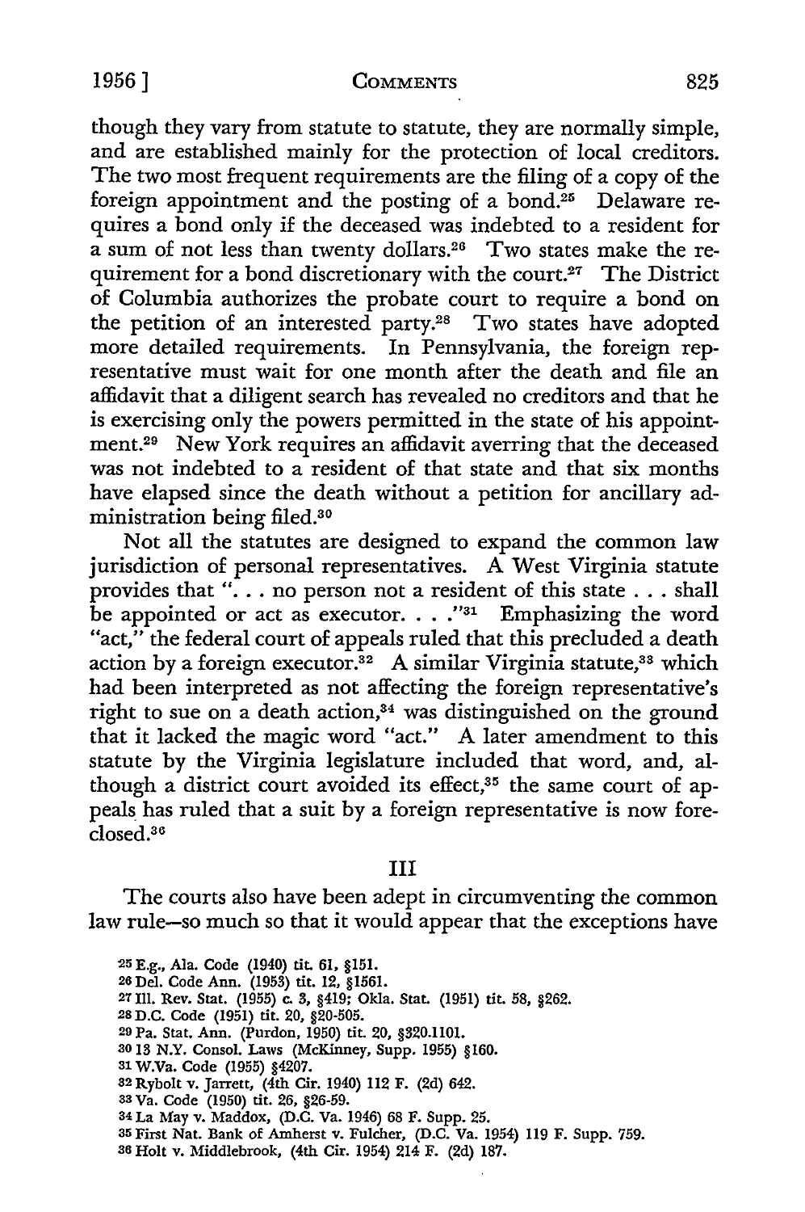though they vary from statute to statute, they are normally simple, and are established mainly for the protection of local creditors. The two most frequent requirements are the filing of a copy of the foreign appointment and the posting of a bond.[25] Delaware requires a bond only if the deceased was indebted to a resident for a sum of not less than twenty dollars.[26] Two states make the requirement for a bond discretionary with the court.[27] The District of Columbia authorizes the probate court to require a bond on the petition of an interested party.[28] Two states have adopted more detailed requirements. In Pennsylvania, the foreign representative must wait for one month after the death and file an affidavit that a diligent search has revealed no creditors and that he is exercising only the powers permitted in the state of his appointment.[29] New York requires an affidavit averring that the deceased was not indebted to a resident of that state and that six months have elapsed since the death without a petition for ancillary administration being filed.[30]

Not all the statutes are designed to expand the common law jurisdiction of personal representatives. A West Virginia statute provides that ". . . no person not a resident of this state . . . shall be appointed or act as executor. . . ."[31] Emphasizing the word "act," the federal court of appeals ruled that this precluded a death action by a foreign executor.[32] A similar Virginia statute,[33] which had been interpreted as not affecting the foreign representative's right to sue on a death action,[34] was distinguished on the ground that it lacked the magic word "act." A later amendment to this statute by the Virginia legislature included that word, and, although a district court avoided its effect,[35] the same court of appeals has ruled that a suit by a foreign representative is now foreclosed.[36]

## III

The courts also have been adept in circumventing the common law rule—so much so that it would appear that the exceptions have

---

[25] E.g., Ala. Code (1940) tit. 61, §151.

[26] Del. Code Ann. (1953) tit. 12, §1561.

[27] Ill. Rev. Stat. (1955) c. 3, §419; Okla. Stat. (1951) tit. 58, §262.

[28] D.C. Code (1951) tit. 20, §20-505.

[29] Pa. Stat. Ann. (Purdon, 1950) tit. 20, §320.1101.

[30] 13 N.Y. Consol. Laws (McKinney, Supp. 1955) §160.

[31] W.Va. Code (1955) §4207.

[32] Rybolt v. Jarrett, (4th Cir. 1940) 112 F. (2d) 642.

[33] Va. Code (1950) tit. 26, §26-59.

[34] La May v. Maddox, (D.C. Va. 1946) 68 F. Supp. 25.

[35] First Nat. Bank of Amherst v. Fulcher, (D.C. Va. 1954) 119 F. Supp. 759.

[36] Holt v. Middlebrook, (4th Cir. 1954) 214 F. (2d) 187.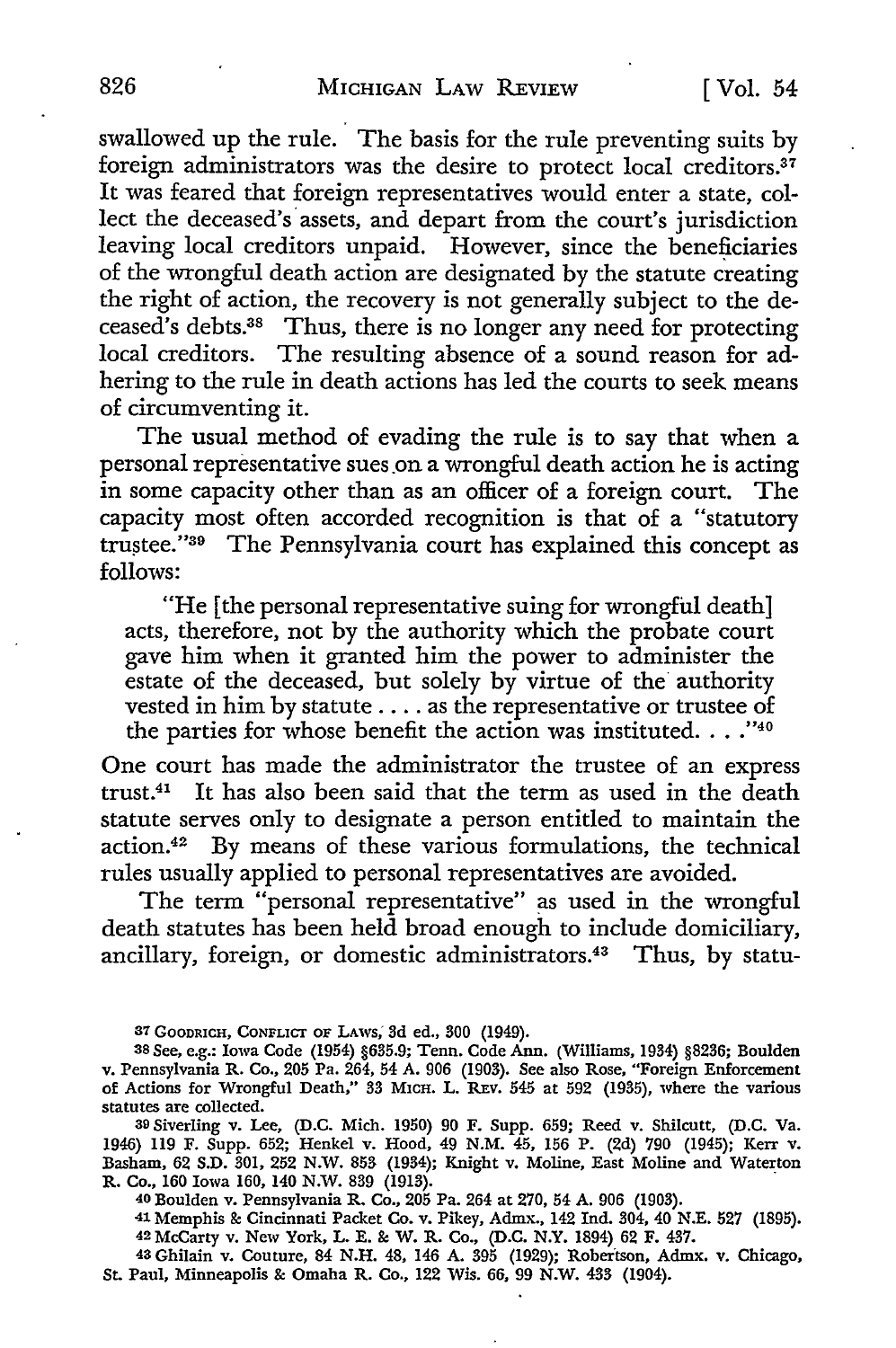swallowed up the rule. The basis for the rule preventing suits by foreign administrators was the desire to protect local creditors.[37] It was feared that foreign representatives would enter a state, collect the deceased's assets, and depart from the court's jurisdiction leaving local creditors unpaid. However, since the beneficiaries of the wrongful death action are designated by the statute creating the right of action, the recovery is not generally subject to the deceased's debts.[38] Thus, there is no longer any need for protecting local creditors. The resulting absence of a sound reason for adhering to the rule in death actions has led the courts to seek means of circumventing it.

The usual method of evading the rule is to say that when a personal representative sues on a wrongful death action he is acting in some capacity other than as an officer of a foreign court. The capacity most often accorded recognition is that of a "statutory trustee."[39] The Pennsylvania court has explained this concept as follows:

> "He [the personal representative suing for wrongful death] acts, therefore, not by the authority which the probate court gave him when it granted him the power to administer the estate of the deceased, but solely by virtue of the authority vested in him by statute . . . . as the representative or trustee of the parties for whose benefit the action was instituted. . . ."[40]

One court has made the administrator the trustee of an express trust.[41] It has also been said that the term as used in the death statute serves only to designate a person entitled to maintain the action.[42] By means of these various formulations, the technical rules usually applied to personal representatives are avoided.

The term "personal representative" as used in the wrongful death statutes has been held broad enough to include domiciliary, ancillary, foreign, or domestic administrators.[43] Thus, by statu-

---

[37] GOODRICH, CONFLICT OF LAWS, 3d ed., 300 (1949).

[38] See, e.g.: Iowa Code (1954) §635.9; Tenn. Code Ann. (Williams, 1934) §8236; Boulden v. Pennsylvania R. Co., 205 Pa. 264, 54 A. 906 (1903). See also Rose, "Foreign Enforcement of Actions for Wrongful Death," 33 MICH. L. REV. 545 at 592 (1935), where the various statutes are collected.

[39] Siverling v. Lee, (D.C. Mich. 1950) 90 F. Supp. 659; Reed v. Shilcutt, (D.C. Va. 1946) 119 F. Supp. 652; Henkel v. Hood, 49 N.M. 45, 156 P. (2d) 790 (1945); Kerr v. Basham, 62 S.D. 301, 252 N.W. 853 (1934); Knight v. Moline, East Moline and Waterton R. Co., 160 Iowa 160, 140 N.W. 839 (1913).

[40] Boulden v. Pennsylvania R. Co., 205 Pa. 264 at 270, 54 A. 906 (1903).

[41] Memphis & Cincinnati Packet Co. v. Pikey, Admx., 142 Ind. 304, 40 N.E. 527 (1895).

[42] McCarty v. New York, L. E. & W. R. Co., (D.C. N.Y. 1894) 62 F. 437.

[43] Ghilain v. Couture, 84 N.H. 48, 146 A. 395 (1929); Robertson, Admx. v. Chicago, St. Paul, Minneapolis & Omaha R. Co., 122 Wis. 66, 99 N.W. 433 (1904).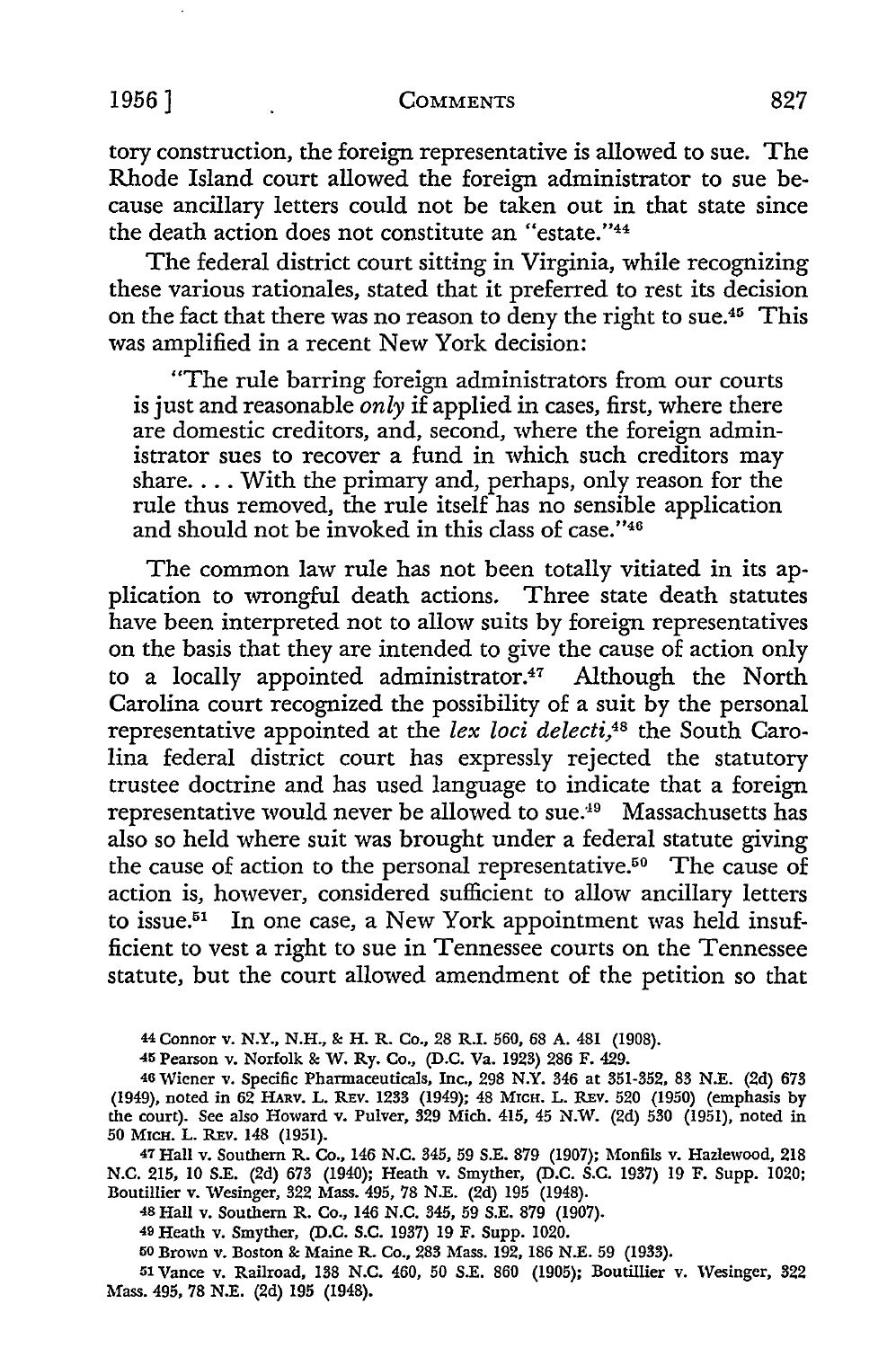tory construction, the foreign representative is allowed to sue. The Rhode Island court allowed the foreign administrator to sue because ancillary letters could not be taken out in that state since the death action does not constitute an "estate."[44]

The federal district court sitting in Virginia, while recognizing these various rationales, stated that it preferred to rest its decision on the fact that there was no reason to deny the right to sue.[45] This was amplified in a recent New York decision:

> "The rule barring foreign administrators from our courts is just and reasonable *only* if applied in cases, first, where there are domestic creditors, and, second, where the foreign administrator sues to recover a fund in which such creditors may share. . . . With the primary and, perhaps, only reason for the rule thus removed, the rule itself has no sensible application and should not be invoked in this class of case."[46]

The common law rule has not been totally vitiated in its application to wrongful death actions. Three state death statutes have been interpreted not to allow suits by foreign representatives on the basis that they are intended to give the cause of action only to a locally appointed administrator.[47] Although the North Carolina court recognized the possibility of a suit by the personal representative appointed at the *lex loci delecti*,[48] the South Carolina federal district court has expressly rejected the statutory trustee doctrine and has used language to indicate that a foreign representative would never be allowed to sue.[49] Massachusetts has also so held where suit was brought under a federal statute giving the cause of action to the personal representative.[50] The cause of action is, however, considered sufficient to allow ancillary letters to issue.[51] In one case, a New York appointment was held insufficient to vest a right to sue in Tennessee courts on the Tennessee statute, but the court allowed amendment of the petition so that

---

[44] Connor v. N.Y., N.H., & H. R. Co., 28 R.I. 560, 68 A. 481 (1908).

[45] Pearson v. Norfolk & W. Ry. Co., (D.C. Va. 1923) 286 F. 429.

[46] Wiener v. Specific Pharmaceuticals, Inc., 298 N.Y. 346 at 351-352, 83 N.E. (2d) 673 (1949), noted in 62 Harv. L. Rev. 1233 (1949); 48 Mich. L. Rev. 520 (1950) (emphasis by the court). See also Howard v. Pulver, 329 Mich. 415, 45 N.W. (2d) 530 (1951), noted in 50 Mich. L. Rev. 148 (1951).

[47] Hall v. Southern R. Co., 146 N.C. 345, 59 S.E. 879 (1907); Monfils v. Hazlewood, 218 N.C. 215, 10 S.E. (2d) 673 (1940); Heath v. Smyther, (D.C. S.C. 1937) 19 F. Supp. 1020; Boutillier v. Wesinger, 322 Mass. 495, 78 N.E. (2d) 195 (1948).

[48] Hall v. Southern R. Co., 146 N.C. 345, 59 S.E. 879 (1907).

[49] Heath v. Smyther, (D.C. S.C. 1937) 19 F. Supp. 1020.

[50] Brown v. Boston & Maine R. Co., 283 Mass. 192, 186 N.E. 59 (1933).

[51] Vance v. Railroad, 138 N.C. 460, 50 S.E. 860 (1905); Boutillier v. Wesinger, 322 Mass. 495, 78 N.E. (2d) 195 (1948).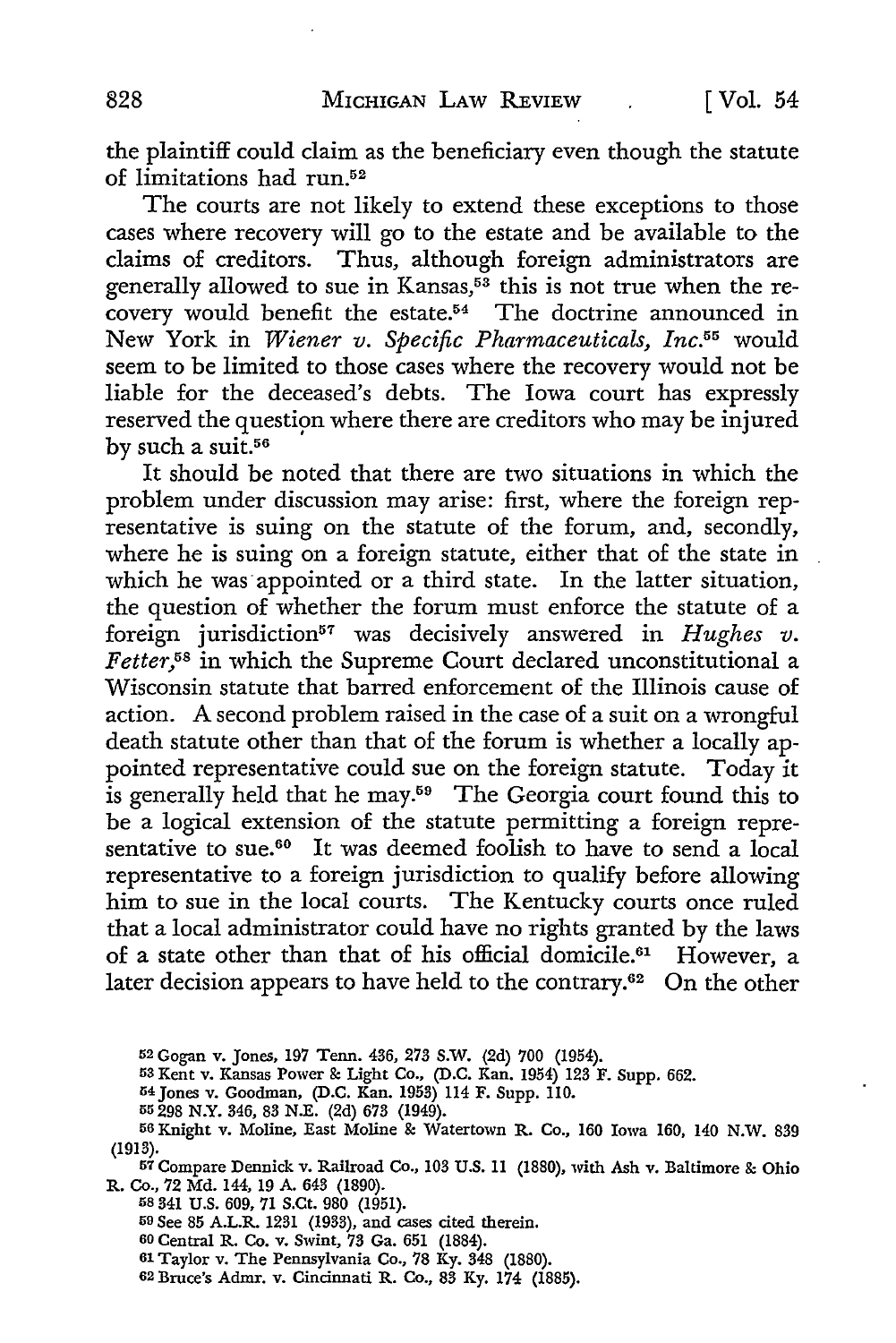the plaintiff could claim as the beneficiary even though the statute of limitations had run.[52]

The courts are not likely to extend these exceptions to those cases where recovery will go to the estate and be available to the claims of creditors. Thus, although foreign administrators are generally allowed to sue in Kansas,[53] this is not true when the recovery would benefit the estate.[54] The doctrine announced in New York in *Wiener v. Specific Pharmaceuticals, Inc.*[55] would seem to be limited to those cases where the recovery would not be liable for the deceased's debts. The Iowa court has expressly reserved the question where there are creditors who may be injured by such a suit.[56]

It should be noted that there are two situations in which the problem under discussion may arise: first, where the foreign representative is suing on the statute of the forum, and, secondly, where he is suing on a foreign statute, either that of the state in which he was appointed or a third state. In the latter situation, the question of whether the forum must enforce the statute of a foreign jurisdiction[57] was decisively answered in *Hughes v. Fetter*,[58] in which the Supreme Court declared unconstitutional a Wisconsin statute that barred enforcement of the Illinois cause of action. A second problem raised in the case of a suit on a wrongful death statute other than that of the forum is whether a locally appointed representative could sue on the foreign statute. Today it is generally held that he may.[59] The Georgia court found this to be a logical extension of the statute permitting a foreign representative to sue.[60] It was deemed foolish to have to send a local representative to a foreign jurisdiction to qualify before allowing him to sue in the local courts. The Kentucky courts once ruled that a local administrator could have no rights granted by the laws of a state other than that of his official domicile.[61] However, a later decision appears to have held to the contrary.[62] On the other

[52] Gogan v. Jones, 197 Tenn. 436, 273 S.W. (2d) 700 (1954).

[53] Kent v. Kansas Power & Light Co., (D.C. Kan. 1954) 123 F. Supp. 662.

[54] Jones v. Goodman, (D.C. Kan. 1953) 114 F. Supp. 110.

[55] 298 N.Y. 346, 83 N.E. (2d) 673 (1949).

[56] Knight v. Moline, East Moline & Watertown R. Co., 160 Iowa 160, 140 N.W. 839 (1913).

[57] Compare Dennick v. Railroad Co., 103 U.S. 11 (1880), with Ash v. Baltimore & Ohio R. Co., 72 Md. 144, 19 A. 643 (1890).

[58] 341 U.S. 609, 71 S.Ct. 980 (1951).

[59] See 85 A.L.R. 1231 (1933), and cases cited therein.

[60] Central R. Co. v. Swint, 73 Ga. 651 (1884).

[61] Taylor v. The Pennsylvania Co., 78 Ky. 348 (1880).

[62] Bruce's Admr. v. Cincinnati R. Co., 83 Ky. 174 (1885).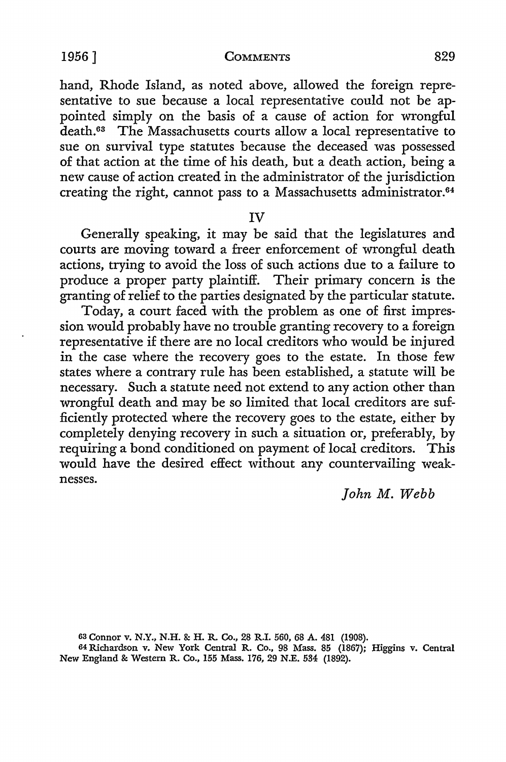hand, Rhode Island, as noted above, allowed the foreign representative to sue because a local representative could not be appointed simply on the basis of a cause of action for wrongful death.[63] The Massachusetts courts allow a local representative to sue on survival type statutes because the deceased was possessed of that action at the time of his death, but a death action, being a new cause of action created in the administrator of the jurisdiction creating the right, cannot pass to a Massachusetts administrator.[64]

## IV

Generally speaking, it may be said that the legislatures and courts are moving toward a freer enforcement of wrongful death actions, trying to avoid the loss of such actions due to a failure to produce a proper party plaintiff. Their primary concern is the granting of relief to the parties designated by the particular statute.

Today, a court faced with the problem as one of first impression would probably have no trouble granting recovery to a foreign representative if there are no local creditors who would be injured in the case where the recovery goes to the estate. In those few states where a contrary rule has been established, a statute will be necessary. Such a statute need not extend to any action other than wrongful death and may be so limited that local creditors are sufficiently protected where the recovery goes to the estate, either by completely denying recovery in such a situation or, preferably, by requiring a bond conditioned on payment of local creditors. This would have the desired effect without any countervailing weaknesses.

*John M. Webb*

---

[63] Connor v. N.Y., N.H. & H. R. Co., 28 R.I. 560, 68 A. 481 (1908).

[64] Richardson v. New York Central R. Co., 98 Mass. 85 (1867); Higgins v. Central New England & Western R. Co., 155 Mass. 176, 29 N.E. 534 (1892).